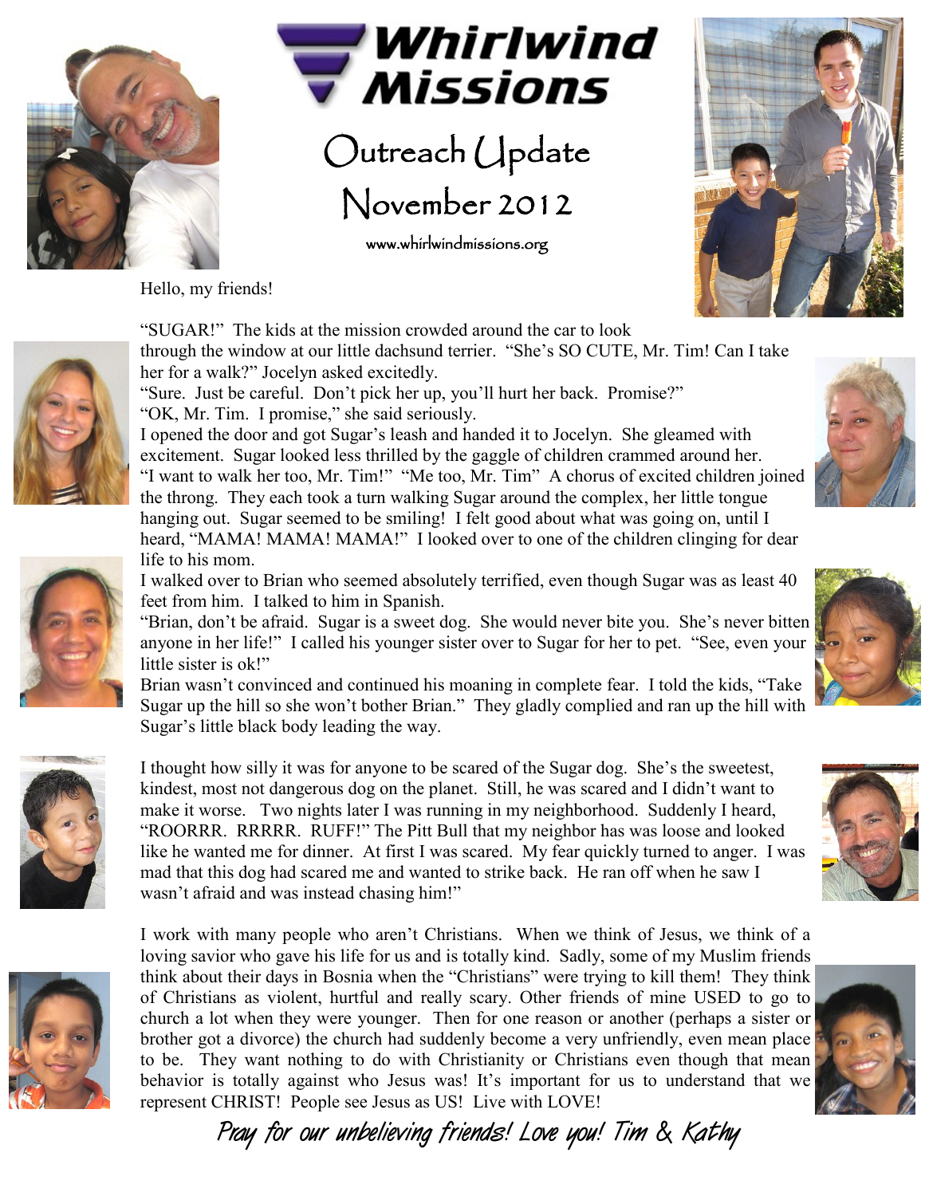# Whirlwind Missions

## Outreach Update

## November 2012

www.whirlwindmissions.org

Hello, my friends!

"SUGAR!" The kids at the mission crowded around the car to look through the window at our little dachsund terrier. "She's SO CUTE, Mr. Tim! Can I take her for a walk?" Jocelyn asked excitedly.

"Sure. Just be careful. Don't pick her up, you'll hurt her back. Promise?"

"OK, Mr. Tim. I promise," she said seriously.

I opened the door and got Sugar's leash and handed it to Jocelyn. She gleamed with excitement. Sugar looked less thrilled by the gaggle of children crammed around her. "I want to walk her too, Mr. Tim!" "Me too, Mr. Tim" A chorus of excited children joined the throng. They each took a turn walking Sugar around the complex, her little tongue hanging out. Sugar seemed to be smiling! I felt good about what was going on, until I heard, "MAMA! MAMA! MAMA!" I looked over to one of the children clinging for dear life to his mom.

I walked over to Brian who seemed absolutely terrified, even though Sugar was as least 40 feet from him. I talked to him in Spanish.

"Brian, don't be afraid. Sugar is a sweet dog. She would never bite you. She's never bitten anyone in her life!" I called his younger sister over to Sugar for her to pet. "See, even your little sister is ok!"

Brian wasn't convinced and continued his moaning in complete fear. I told the kids, "Take Sugar up the hill so she won't bother Brian." They gladly complied and ran up the hill with Sugar's little black body leading the way.

I thought how silly it was for anyone to be scared of the Sugar dog. She's the sweetest, kindest, most not dangerous dog on the planet. Still, he was scared and I didn't want to make it worse. Two nights later I was running in my neighborhood. Suddenly I heard, "ROORRR. RRRRR. RUFF!" The Pitt Bull that my neighbor has was loose and looked like he wanted me for dinner. At first I was scared. My fear quickly turned to anger. I was mad that this dog had scared me and wanted to strike back. He ran off when he saw I wasn't afraid and was instead chasing him!"

I work with many people who aren't Christians. When we think of Jesus, we think of a loving savior who gave his life for us and is totally kind. Sadly, some of my Muslim friends think about their days in Bosnia when the "Christians" were trying to kill them! They think of Christians as violent, hurtful and really scary. Other friends of mine USED to go to church a lot when they were younger. Then for one reason or another (perhaps a sister or brother got a divorce) the church had suddenly become a very unfriendly, even mean place to be. They want nothing to do with Christianity or Christians even though that mean behavior is totally against who Jesus was! It's important for us to understand that we represent CHRIST! People see Jesus as US! Live with LOVE!

*Pray for our unbelieving friends! Love you! Tim & Kathy*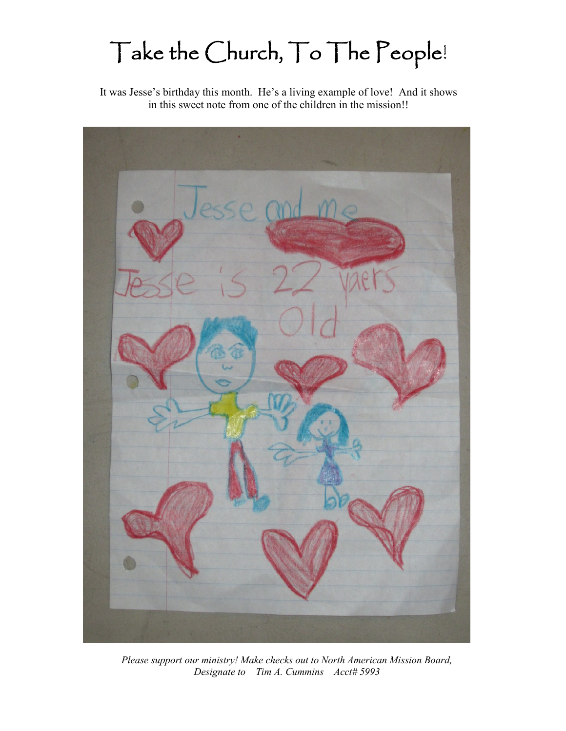# Take the Church, To The People!

It was Jesse's birthday this month. He's a living example of love! And it shows in this sweet note from one of the children in the mission!!

*Please support our ministry! Make checks out to North American Mission Board, Designate to Tim A. Cummins Acct# 5993*